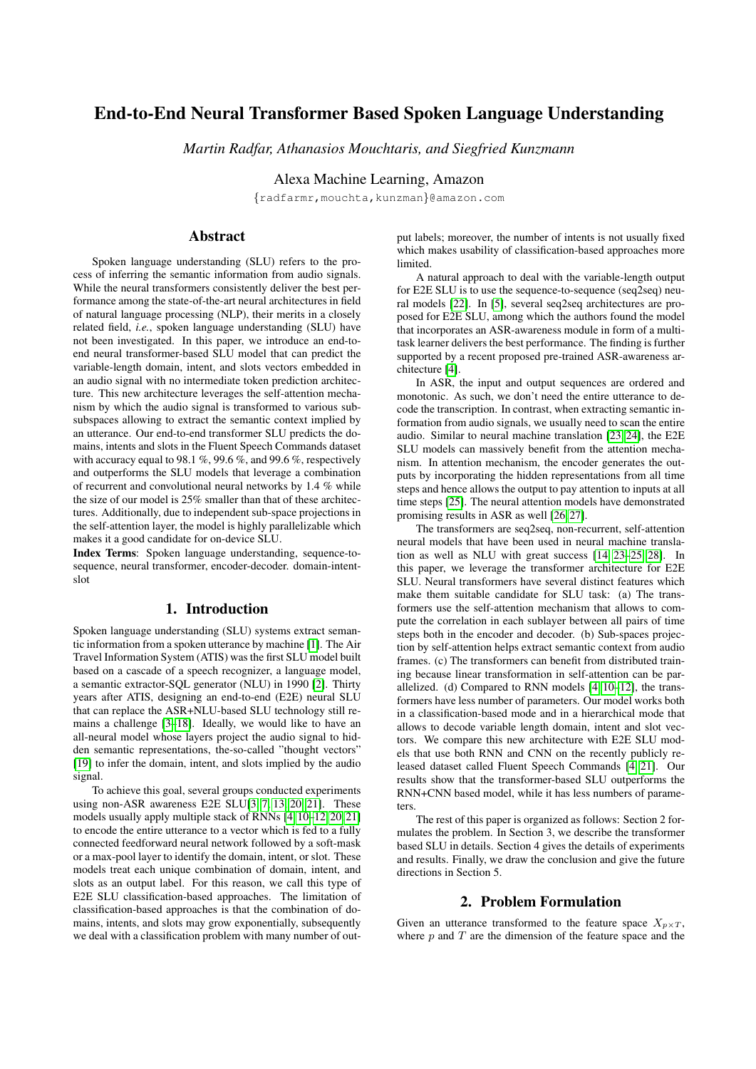# End-to-End Neural Transformer Based Spoken Language Understanding

*Martin Radfar, Athanasios Mouchtaris, and Siegfried Kunzmann*

Alexa Machine Learning, Amazon

{radfarmr,mouchta,kunzman}@amazon.com

## Abstract

Spoken language understanding (SLU) refers to the process of inferring the semantic information from audio signals. While the neural transformers consistently deliver the best performance among the state-of-the-art neural architectures in field of natural language processing (NLP), their merits in a closely related field, *i.e.*, spoken language understanding (SLU) have not been investigated. In this paper, we introduce an end-to-end neural transformer-based SLU model that can predict the variable-length domain, intent, and slots vectors embedded in an audio signal with no intermediate token prediction architecture. This new architecture leverages the self-attention mechanism by which the audio signal is transformed to various sub-subspaces allowing to extract the semantic context implied by an utterance. Our end-to-end transformer SLU predicts the domains, intents and slots in the Fluent Speech Commands dataset with accuracy equal to 98.1 %, 99.6 %, and 99.6 %, respectively and outperforms the SLU models that leverage a combination of recurrent and convolutional neural networks by 1.4 % while the size of our model is 25% smaller than that of these architectures. Additionally, due to independent sub-space projections in the self-attention layer, the model is highly parallelizable which makes it a good candidate for on-device SLU.

**Index Terms**: Spoken language understanding, sequence-to-sequence, neural transformer, encoder-decoder. domain-intent-slot

## 1. Introduction

Spoken language understanding (SLU) systems extract semantic information from a spoken utterance by machine [1]. The Air Travel Information System (ATIS) was the first SLU model built based on a cascade of a speech recognizer, a language model, a semantic extractor-SQL generator (NLU) in 1990 [2]. Thirty years after ATIS, designing an end-to-end (E2E) neural SLU that can replace the ASR+NLU-based SLU technology still remains a challenge [3–18]. Ideally, we would like to have an all-neural model whose layers project the audio signal to hidden semantic representations, the-so-called "thought vectors" [19] to infer the domain, intent, and slots implied by the audio signal.

To achieve this goal, several groups conducted experiments using non-ASR awareness E2E SLU[3, 7, 13, 20, 21]. These models usually apply multiple stack of RNNs [4, 10–12, 20, 21] to encode the entire utterance to a vector which is fed to a fully connected feedforward neural network followed by a soft-mask or a max-pool layer to identify the domain, intent, or slot. These models treat each unique combination of domain, intent, and slots as an output label. For this reason, we call this type of E2E SLU classification-based approaches. The limitation of classification-based approaches is that the combination of domains, intents, and slots may grow exponentially, subsequently we deal with a classification problem with many number of output labels; moreover, the number of intents is not usually fixed which makes usability of classification-based approaches more limited.

A natural approach to deal with the variable-length output for E2E SLU is to use the sequence-to-sequence (seq2seq) neural models [22]. In [5], several seq2seq architectures are proposed for E2E SLU, among which the authors found the model that incorporates an ASR-awareness module in form of a multi-task learner delivers the best performance. The finding is further supported by a recent proposed pre-trained ASR-awareness architecture [4].

In ASR, the input and output sequences are ordered and monotonic. As such, we don't need the entire utterance to decode the transcription. In contrast, when extracting semantic information from audio signals, we usually need to scan the entire audio. Similar to neural machine translation [23, 24], the E2E SLU models can massively benefit from the attention mechanism. In attention mechanism, the encoder generates the outputs by incorporating the hidden representations from all time steps and hence allows the output to pay attention to inputs at all time steps [25]. The neural attention models have demonstrated promising results in ASR as well [26, 27].

The transformers are seq2seq, non-recurrent, self-attention neural models that have been used in neural machine translation as well as NLU with great success [14, 23–25, 28]. In this paper, we leverage the transformer architecture for E2E SLU. Neural transformers have several distinct features which make them suitable candidate for SLU task: (a) The transformers use the self-attention mechanism that allows to compute the correlation in each sublayer between all pairs of time steps both in the encoder and decoder. (b) Sub-spaces projection by self-attention helps extract semantic context from audio frames. (c) The transformers can benefit from distributed training because linear transformation in self-attention can be parallelized. (d) Compared to RNN models [4, 10–12], the transformers have less number of parameters. Our model works both in a classification-based mode and in a hierarchical mode that allows to decode variable length domain, intent and slot vectors. We compare this new architecture with E2E SLU models that use both RNN and CNN on the recently publicly released dataset called Fluent Speech Commands [4, 21]. Our results show that the transformer-based SLU outperforms the RNN+CNN based model, while it has less numbers of parameters.

The rest of this paper is organized as follows: Section 2 formulates the problem. In Section 3, we describe the transformer based SLU in details. Section 4 gives the details of experiments and results. Finally, we draw the conclusion and give the future directions in Section 5.

## 2. Problem Formulation

Given an utterance transformed to the feature space $X_{p\times T}$, where $p$ and $T$ are the dimension of the feature space and the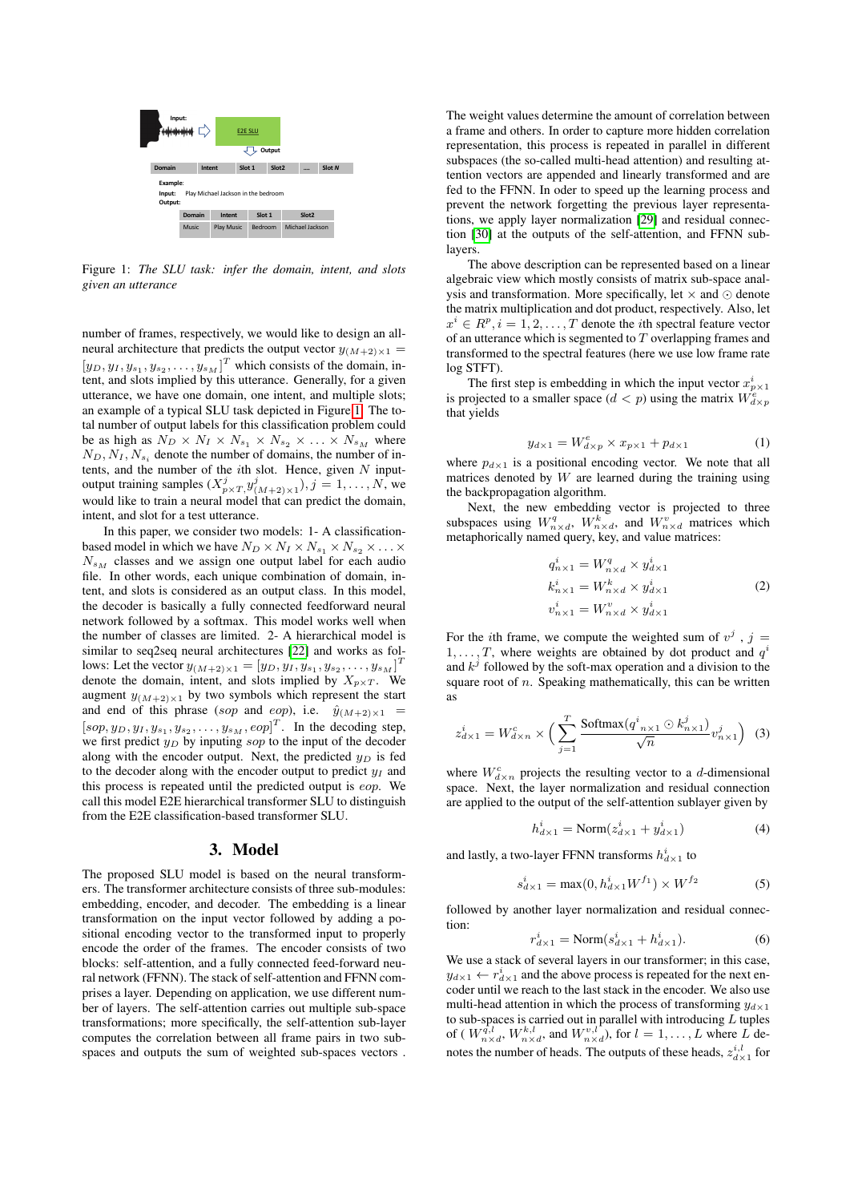Figure 1: *The SLU task: infer the domain, intent, and slots given an utterance*

number of frames, respectively, we would like to design an all-neural architecture that predicts the output vector $y_{(M+2)\times 1} = [y_D, y_I, y_{s_1}, y_{s_2}, \ldots, y_{s_M}]^T$ which consists of the domain, intent, and slots implied by this utterance. Generally, for a given utterance, we have one domain, one intent, and multiple slots; an example of a typical SLU task depicted in Figure 1. The total number of output labels for this classification problem could be as high as $N_D \times N_I \times N_{s_1} \times N_{s_2} \times \ldots \times N_{s_M}$ where $N_D, N_I, N_{s_i}$ denote the number of domains, the number of intents, and the number of the $i$th slot. Hence, given $N$ input-output training samples $(X^j_{p\times T}, y^j_{(M+2)\times 1}), j = 1, \ldots, N$, we would like to train a neural model that can predict the domain, intent, and slot for a test utterance.

In this paper, we consider two models: 1- A classification-based model in which we have $N_D \times N_I \times N_{s_1} \times N_{s_2} \times \ldots \times N_{s_M}$ classes and we assign one output label for each audio file. In other words, each unique combination of domain, intent, and slots is considered as an output class. In this model, the decoder is basically a fully connected feedforward neural network followed by a softmax. This model works well when the number of classes are limited. 2- A hierarchical model is similar to seq2seq neural architectures [22] and works as follows: Let the vector $y_{(M+2)\times 1} = [y_D, y_I, y_{s_1}, y_{s_2}, \ldots, y_{s_M}]^T$ denote the domain, intent, and slots implied by $X_{p\times T}$. We augment $y_{(M+2)\times 1}$ by two symbols which represent the start and end of this phrase ($sop$ and $eop$), i.e. $\hat{y}_{(M+2)\times 1} = [sop, y_D, y_I, y_{s_1}, y_{s_2}, \ldots, y_{s_M}, eop]^T$. In the decoding step, we first predict $y_D$ by inputing $sop$ to the input of the decoder along with the encoder output. Next, the predicted $y_D$ is fed to the decoder along with the encoder output to predict $y_I$ and this process is repeated until the predicted output is $eop$. We call this model E2E hierarchical transformer SLU to distinguish from the E2E classification-based transformer SLU.

## 3. Model

The proposed SLU model is based on the neural transformers. The transformer architecture consists of three sub-modules: embedding, encoder, and decoder. The embedding is a linear transformation on the input vector followed by adding a positional encoding vector to the transformed input to properly encode the order of the frames. The encoder consists of two blocks: self-attention, and a fully connected feed-forward neural network (FFNN). The stack of self-attention and FFNN comprises a layer. Depending on application, we use different number of layers. The self-attention carries out multiple sub-space transformations; more specifically, the self-attention sub-layer computes the correlation between all frame pairs in two subspaces and outputs the sum of weighted sub-spaces vectors . The weight values determine the amount of correlation between a frame and others. In order to capture more hidden correlation representation, this process is repeated in parallel in different subspaces (the so-called multi-head attention) and resulting attention vectors are appended and linearly transformed and are fed to the FFNN. In oder to speed up the learning process and prevent the network forgetting the previous layer representations, we apply layer normalization [29] and residual connection [30] at the outputs of the self-attention, and FFNN sub-layers.

The above description can be represented based on a linear algebraic view which mostly consists of matrix sub-space analysis and transformation. More specifically, let $\times$ and $\odot$ denote the matrix multiplication and dot product, respectively. Also, let $x^i \in R^p, i = 1, 2, \ldots, T$ denote the $i$th spectral feature vector of an utterance which is segmented to $T$ overlapping frames and transformed to the spectral features (here we use low frame rate log STFT).

The first step is embedding in which the input vector $x^i_{p\times 1}$ is projected to a smaller space ($d < p$) using the matrix $W^e_{d\times p}$ that yields

$$y_{d\times 1} = W^e_{d\times p} \times x_{p\times 1} + p_{d\times 1} \tag{1}$$

where $p_{d\times 1}$ is a positional encoding vector. We note that all matrices denoted by $W$ are learned during the training using the backpropagation algorithm.

Next, the new embedding vector is projected to three subspaces using $W^q_{n\times d}$, $W^k_{n\times d}$, and $W^v_{n\times d}$ matrices which metaphorically named query, key, and value matrices:

$$\begin{aligned} q^i_{n\times 1} &= W^q_{n\times d} \times y^i_{d\times 1} \\ k^i_{n\times 1} &= W^k_{n\times d} \times y^i_{d\times 1} \\ v^i_{n\times 1} &= W^v_{n\times d} \times y^i_{d\times 1} \end{aligned} \tag{2}$$

For the $i$th frame, we compute the weighted sum of $v^j$ , $j = 1, \ldots, T$, where weights are obtained by dot product and $q^i$ and $k^j$ followed by the soft-max operation and a division to the square root of $n$. Speaking mathematically, this can be written as

$$z^i_{d\times 1} = W^c_{d\times n} \times \Big( \sum_{j=1}^{T} \frac{\text{Softmax}({q^i}_{n\times 1} \odot k^j_{n\times 1})}{\sqrt{n}} v^j_{n\times 1} \Big) \tag{3}$$

where $W^c_{d\times n}$ projects the resulting vector to a $d$-dimensional space. Next, the layer normalization and residual connection are applied to the output of the self-attention sublayer given by

$$h^i_{d\times 1} = \text{Norm}(z^i_{d\times 1} + y^i_{d\times 1}) \tag{4}$$

and lastly, a two-layer FFNN transforms $h^i_{d\times 1}$ to

$$s^i_{d\times 1} = \max(0, h^i_{d\times 1} W^{f_1}) \times W^{f_2} \tag{5}$$

followed by another layer normalization and residual connection:

$$r^i_{d\times 1} = \text{Norm}(s^i_{d\times 1} + h^i_{d\times 1}). \tag{6}$$

We use a stack of several layers in our transformer; in this case, $y_{d\times 1} \leftarrow r^i_{d\times 1}$ and the above process is repeated for the next encoder until we reach to the last stack in the encoder. We also use multi-head attention in which the process of transforming $y_{d\times 1}$ to sub-spaces is carried out in parallel with introducing $L$ tuples of ( $W^{q,l}_{n\times d}$, $W^{k,l}_{n\times d}$, and $W^{v,l}_{n\times d}$), for $l = 1, \ldots, L$ where $L$ denotes the number of heads. The outputs of these heads, $z^{i,l}_{d\times 1}$ for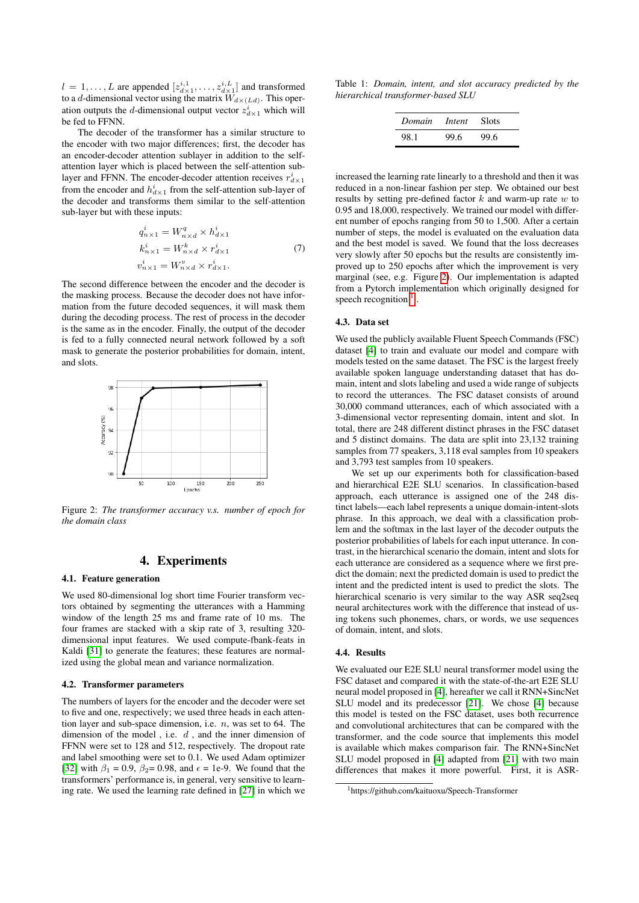$l = 1, \ldots, L$ are appended $[z^{i,1}_{d\times 1}, \ldots, z^{i,L}_{d\times 1}]$ and transformed to a $d$-dimensional vector using the matrix $W_{d\times(Ld)}$. This operation outputs the $d$-dimensional output vector $z^{i}_{d\times 1}$ which will be fed to FFNN.

The decoder of the transformer has a similar structure to the encoder with two major differences; first, the decoder has an encoder-decoder attention sublayer in addition to the self-attention layer which is placed between the self-attention sub-layer and FFNN. The encoder-decoder attention receives $r^{i}_{d\times 1}$ from the encoder and $h^{i}_{d\times 1}$ from the self-attention sub-layer of the decoder and transforms them similar to the self-attention sub-layer but with these inputs:

$$
\begin{aligned}
q^{i}_{n\times 1} &= W^{q}_{n\times d} \times h^{i}_{d\times 1} \\
k^{i}_{n\times 1} &= W^{k}_{n\times d} \times r^{i}_{d\times 1} \\
v^{i}_{n\times 1} &= W^{v}_{n\times d} \times r^{i}_{d\times 1}.
\end{aligned}
\tag{7}
$$

The second difference between the encoder and the decoder is the masking process. Because the decoder does not have information from the future decoded sequences, it will mask them during the decoding process. The rest of process in the decoder is the same as in the encoder. Finally, the output of the decoder is fed to a fully connected neural network followed by a soft mask to generate the posterior probabilities for domain, intent, and slots.

Figure 2: *The transformer accuracy v.s. number of epoch for the domain class*

# 4. Experiments

### 4.1. Feature generation

We used 80-dimensional log short time Fourier transform vectors obtained by segmenting the utterances with a Hamming window of the length 25 ms and frame rate of 10 ms. The four frames are stacked with a skip rate of 3, resulting 320-dimensional input features. We used compute-fbank-feats in Kaldi [31] to generate the features; these features are normalized using the global mean and variance normalization.

### 4.2. Transformer parameters

The numbers of layers for the encoder and the decoder were set to five and one, respectively; we used three heads in each attention layer and sub-space dimension, i.e. $n$, was set to 64. The dimension of the model , i.e. $d$ , and the inner dimension of FFNN were set to 128 and 512, respectively. The dropout rate and label smoothing were set to 0.1. We used Adam optimizer [32] with $\beta_1$ = 0.9, $\beta_2$= 0.98, and $\epsilon$ = 1e-9. We found that the transformers' performance is, in general, very sensitive to learning rate. We used the learning rate defined in [27] in which we increased the learning rate linearly to a threshold and then it was reduced in a non-linear fashion per step. We obtained our best results by setting pre-defined factor $k$ and warm-up rate $w$ to 0.95 and 18,000, respectively. We trained our model with different number of epochs ranging from 50 to 1,500. After a certain number of steps, the model is evaluated on the evaluation data and the best model is saved. We found that the loss decreases very slowly after 50 epochs but the results are consistently improved up to 250 epochs after which the improvement is very marginal (see, e.g. Figure 2). Our implementation is adapted from a Pytorch implementation which originally designed for speech recognition [1].

Table 1: *Domain, intent, and slot accuracy predicted by the hierarchical transformer-based SLU*

| *Domain* | *Intent* | Slots |
|---|---|---|
| 98.1 | 99.6 | 99.6 |

### 4.3. Data set

We used the publicly available Fluent Speech Commands (FSC) dataset [4] to train and evaluate our model and compare with models tested on the same dataset. The FSC is the largest freely available spoken language understanding that has domain, intent and slots labeling and used a wide range of subjects to record the utterances. The FSC dataset consists of around 30,000 command utterances, each of which associated with a 3-dimensional vector representing domain, intent and slot. In total, there are 248 different distinct phrases in the FSC dataset and 5 distinct domains. The data are split into 23,132 training samples from 77 speakers, 3,118 eval samples from 10 speakers and 3,793 test samples from 10 speakers.

We set up our experiments both for classification-based and hierarchical E2E SLU scenarios. In classification-based approach, each utterance is assigned one of the 248 distinct labels—each label represents a unique domain-intent-slots phrase. In this approach, we deal with a classification problem and the softmax in the last layer of the decoder outputs the posterior probabilities of labels for each input utterance. In contrast, in the hierarchical scenario the domain, intent and slots for each utterance are considered as a sequence where we first predict the domain; next the predicted domain is used to predict the intent and the predicted intent is used to predict the slots. The hierarchical scenario is very similar to the way ASR seq2seq neural architectures work with the difference that instead of using tokens such phonemes, chars, or words, we use sequences of domain, intent, and slots.

### 4.4. Results

We evaluated our E2E SLU neural transformer model using the FSC dataset and compared it with the state-of-the-art E2E SLU neural model proposed in [4], hereafter we call it RNN+SincNet SLU model and its predecessor [21]. We chose [4] because this model is tested on the FSC dataset, uses both recurrence and convolutional architectures that can be compared with the transformer, and the code source that implements this model is available which makes comparison fair. The RNN+SincNet SLU model proposed in [4] adapted from [21] with two main differences that makes it more powerful. First, it is ASR-

[1] https://github.com/kaituoxu/Speech-Transformer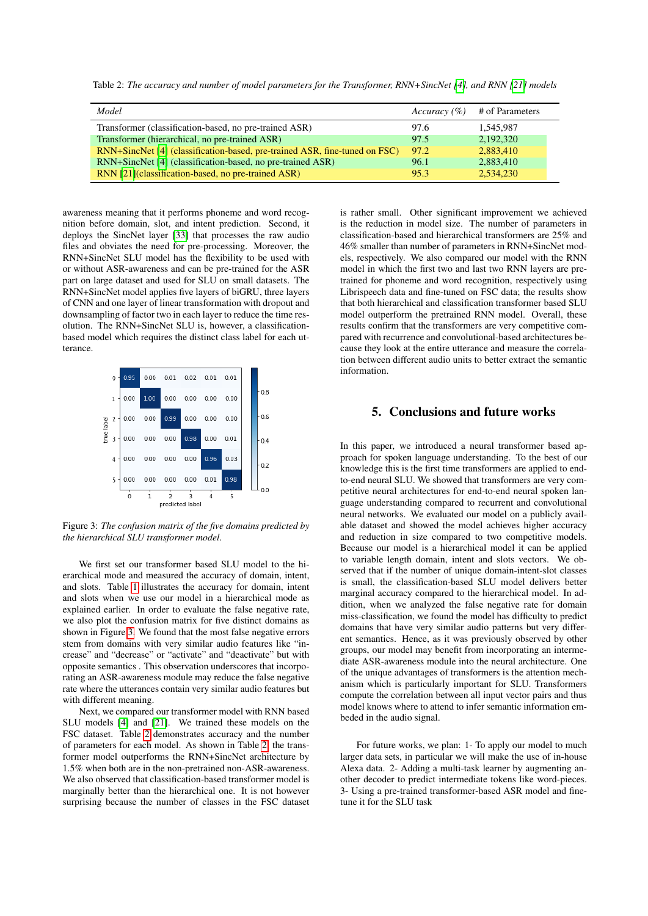Table 2: *The accuracy and number of model parameters for the Transformer, RNN+SincNet [4], and RNN [21] models*

| *Model* | *Accuracy (%)* | # of Parameters |
|---|---|---|
| Transformer (classification-based, no pre-trained ASR) | 97.6 | 1,545,987 |
| Transformer (hierarchical, no pre-trained ASR) | 97.5 | 2,192,320 |
| RNN+SincNet [4] (classification-based, pre-trained ASR, fine-tuned on FSC) | 97.2 | 2,883,410 |
| RNN+SincNet [4] (classification-based, no pre-trained ASR) | 96.1 | 2,883,410 |
| RNN [21](classification-based, no pre-trained ASR) | 95.3 | 2,534,230 |

awareness meaning that it performs phoneme and word recognition before domain, slot, and intent prediction. Second, it deploys the SincNet layer [33] that processes the raw audio files and obviates the need for pre-processing. Moreover, the RNN+SincNet SLU model has the flexibility to be used with or without ASR-awareness and can be pre-trained for the ASR part on large dataset and used for SLU on small datasets. The RNN+SincNet model applies five layers of biGRU, three layers of CNN and one layer of linear transformation with dropout and downsampling of factor two in each layer to reduce the time resolution. The RNN+SincNet SLU is, however, a classification-based model which requires the distinct class label for each utterance.

| true label \ predicted label | 0 | 1 | 2 | 3 | 4 | 5 |
|---|---|---|---|---|---|---|
| 0 | 0.95 | 0.00 | 0.01 | 0.02 | 0.01 | 0.01 |
| 1 | 0.00 | 1.00 | 0.00 | 0.00 | 0.00 | 0.00 |
| 2 | 0.00 | 0.00 | 0.99 | 0.00 | 0.00 | 0.00 |
| 3 | 0.00 | 0.00 | 0.00 | 0.98 | 0.00 | 0.01 |
| 4 | 0.00 | 0.00 | 0.00 | 0.00 | 0.96 | 0.03 |
| 5 | 0.00 | 0.00 | 0.00 | 0.00 | 0.01 | 0.98 |

Figure 3: *The confusion matrix of the five domains predicted by the hierarchical SLU transformer model.*

We first set our transformer based SLU model to the hierarchical mode and measured the accuracy of domain, intent, and slots. Table 1 illustrates the accuracy for domain, intent and slots when we use our model in a hierarchical mode as explained earlier. In order to evaluate the false negative rate, we also plot the confusion matrix for five distinct domains as shown in Figure 3. We found that the most false negative errors stem from domains with very similar audio features like "increase" and "decrease" or "activate" and "deactivate" but with opposite semantics . This observation underscores that incorporating an ASR-awareness module may reduce the false negative rate where the utterances contain very similar audio features but with different meaning.

Next, we compared our transformer model with RNN based SLU models [4] and [21]. We trained these models on the FSC dataset. Table 2 demonstrates accuracy and the number of parameters for each model. As shown in Table 2, the transformer model outperforms the RNN+SincNet architecture by 1.5% when both are in the non-pretrained non-ASR-awareness. We also observed that classification-based transformer model is marginally better than the hierarchical one. It is not however surprising because the number of classes in the FSC dataset is rather small. Other significant improvement we achieved is the reduction in model size. The number of parameters in classification-based and hierarchical transformers are 25% and 46% smaller than number of parameters in RNN+SincNet models, respectively. We also compared our model with the RNN model in which the first two and last two RNN layers are pretrained for phoneme and word recognition, respectively using Librispeech data and fine-tuned on FSC data; the results show that both hierarchical and classification transformer based SLU model outperform the pretrained RNN model. Overall, these results confirm that the transformers are very competitive compared with recurrence and convolutional-based architectures because they look at the entire utterance and measure the correlation between different audio units to better extract the semantic information.

## 5. Conclusions and future works

In this paper, we introduced a neural transformer based approach for spoken language understanding. To the best of our knowledge this is the first time transformers are applied to end-to-end neural SLU. We showed that transformers are very competitive neural architectures for end-to-end neural spoken language understanding compared to recurrent and convolutional neural networks. We evaluated our model on a publicly available dataset and showed the model achieves higher accuracy and reduction in size compared to two competitive models. Because our model is a hierarchical model it can be applied to variable length domain, intent and slots vectors. We observed that if the number of unique domain-intent-slot classes is small, the classification-based SLU model delivers better marginal accuracy compared to the hierarchical model. In addition, when we analyzed the false negative rate for domain miss-classification, we found the model has difficulty to predict domains that have very similar audio patterns but very different semantics. Hence, as it was previously observed by other groups, our model may benefit from incorporating an intermediate ASR-awareness module into the neural architecture. One of the unique advantages of transformers is the attention mechanism which is particularly important for SLU. Transformers compute the correlation between all input vector pairs and thus model knows where to attend to infer semantic information embeded in the audio signal.

For future works, we plan: 1- To apply our model to much larger data sets, in particular we will make the use of in-house Alexa data. 2- Adding a multi-task learner by augmenting another decoder to predict intermediate tokens like word-pieces. 3- Using a pre-trained transformer-based ASR model and finetune it for the SLU task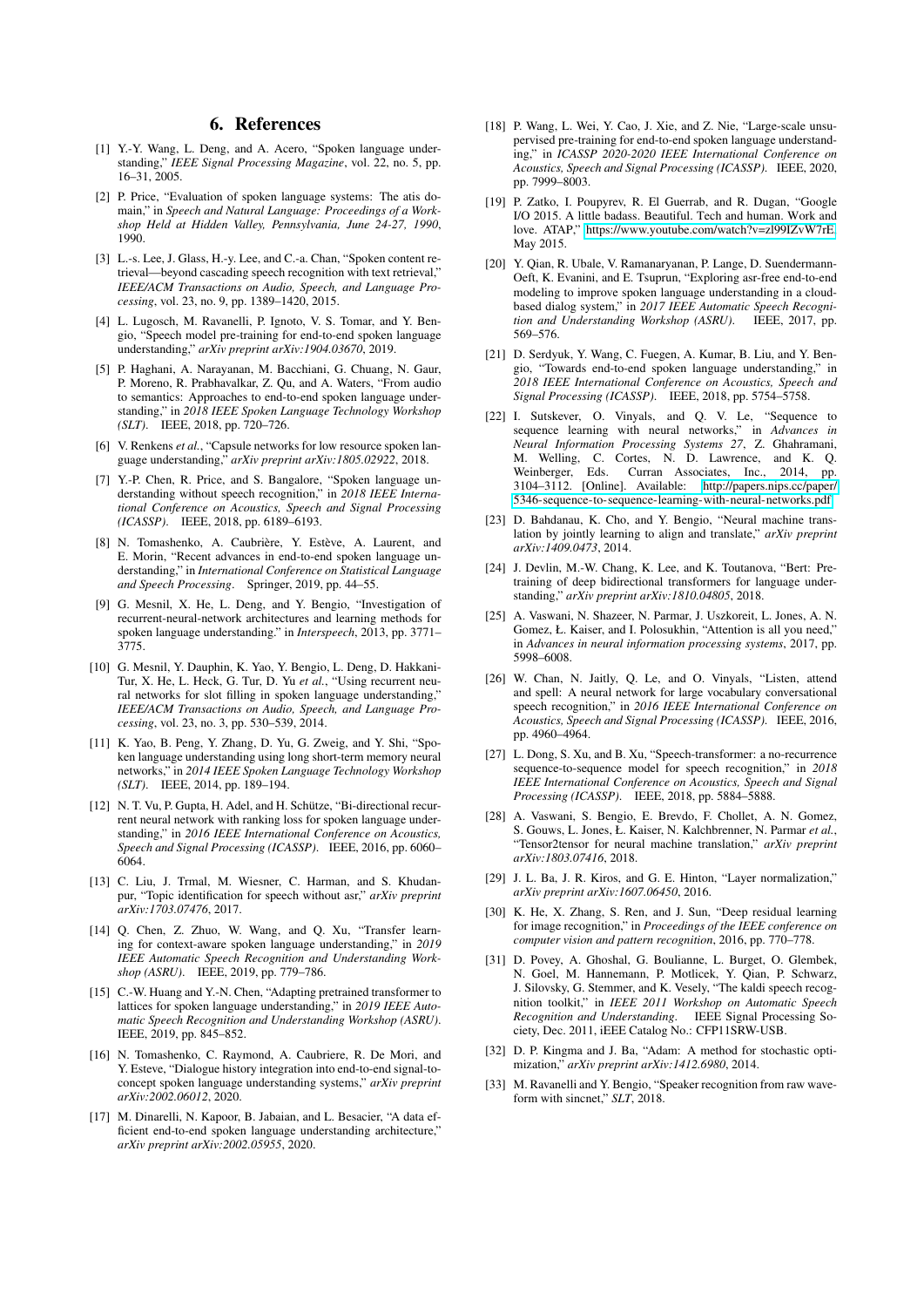## 6. References

[1] Y.-Y. Wang, L. Deng, and A. Acero, "Spoken language understanding," *IEEE Signal Processing Magazine*, vol. 22, no. 5, pp. 16–31, 2005.

[2] P. Price, "Evaluation of spoken language systems: The atis domain," in *Speech and Natural Language: Proceedings of a Workshop Held at Hidden Valley, Pennsylvania, June 24-27, 1990*, 1990.

[3] L.-s. Lee, J. Glass, H.-y. Lee, and C.-a. Chan, "Spoken content retrieval—beyond cascading speech recognition with text retrieval," *IEEE/ACM Transactions on Audio, Speech, and Language Processing*, vol. 23, no. 9, pp. 1389–1420, 2015.

[4] L. Lugosch, M. Ravanelli, P. Ignoto, V. S. Tomar, and Y. Bengio, "Speech model pre-training for end-to-end spoken language understanding," *arXiv preprint arXiv:1904.03670*, 2019.

[5] P. Haghani, A. Narayanan, M. Bacchiani, G. Chuang, N. Gaur, P. Moreno, R. Prabhavalkar, Z. Qu, and A. Waters, "From audio to semantics: Approaches to end-to-end spoken language understanding," in *2018 IEEE Spoken Language Technology Workshop (SLT)*. IEEE, 2018, pp. 720–726.

[6] V. Renkens *et al.*, "Capsule networks for low resource spoken language understanding," *arXiv preprint arXiv:1805.02922*, 2018.

[7] Y.-P. Chen, R. Price, and S. Bangalore, "Spoken language understanding without speech recognition," in *2018 IEEE International Conference on Acoustics, Speech and Signal Processing (ICASSP)*. IEEE, 2018, pp. 6189–6193.

[8] N. Tomashenko, A. Caubrière, Y. Estève, A. Laurent, and E. Morin, "Recent advances in end-to-end spoken language understanding," in *International Conference on Statistical Language and Speech Processing*. Springer, 2019, pp. 44–55.

[9] G. Mesnil, X. He, L. Deng, and Y. Bengio, "Investigation of recurrent-neural-network architectures and learning methods for spoken language understanding." in *Interspeech*, 2013, pp. 3771–3775.

[10] G. Mesnil, Y. Dauphin, K. Yao, Y. Bengio, L. Deng, D. Hakkani-Tur, X. He, L. Heck, G. Tur, D. Yu *et al.*, "Using recurrent neural networks for slot filling in spoken language understanding," *IEEE/ACM Transactions on Audio, Speech, and Language Processing*, vol. 23, no. 3, pp. 530–539, 2014.

[11] K. Yao, B. Peng, Y. Zhang, D. Yu, G. Zweig, and Y. Shi, "Spoken language understanding using long short-term memory neural networks," in *2014 IEEE Spoken Language Technology Workshop (SLT)*. IEEE, 2014, pp. 189–194.

[12] N. T. Vu, P. Gupta, H. Adel, and H. Schütze, "Bi-directional recurrent neural network with ranking loss for spoken language understanding," in *2016 IEEE International Conference on Acoustics, Speech and Signal Processing (ICASSP)*. IEEE, 2016, pp. 6060–6064.

[13] C. Liu, J. Trmal, M. Wiesner, C. Harman, and S. Khudanpur, "Topic identification for speech without asr," *arXiv preprint arXiv:1703.07476*, 2017.

[14] Q. Chen, Z. Zhuo, W. Wang, and Q. Xu, "Transfer learning for context-aware spoken language understanding," in *2019 IEEE Automatic Speech Recognition and Understanding Workshop (ASRU)*. IEEE, 2019, pp. 779–786.

[15] C.-W. Huang and Y.-N. Chen, "Adapting pretrained transformer to lattices for spoken language understanding," in *2019 IEEE Automatic Speech Recognition and Understanding Workshop (ASRU)*. IEEE, 2019, pp. 845–852.

[16] N. Tomashenko, C. Raymond, A. Caubriere, R. De Mori, and Y. Esteve, "Dialogue history integration into end-to-end signal-to-concept spoken language understanding systems," *arXiv preprint arXiv:2002.06012*, 2020.

[17] M. Dinarelli, N. Kapoor, B. Jabaian, and L. Besacier, "A data efficient end-to-end spoken language understanding architecture," *arXiv preprint arXiv:2002.05955*, 2020.

[18] P. Wang, L. Wei, Y. Cao, J. Xie, and Z. Nie, "Large-scale unsupervised pre-training for end-to-end spoken language understanding," in *ICASSP 2020-2020 IEEE International Conference on Acoustics, Speech and Signal Processing (ICASSP)*. IEEE, 2020, pp. 7999–8003.

[19] P. Zatko, I. Poupyrev, R. El Guerrab, and R. Dugan, "Google I/O 2015. A little badass. Beautiful. Tech and human. Work and love. ATAP," https://www.youtube.com/watch?v=zl99IZvW7rE, May 2015.

[20] Y. Qian, R. Ubale, V. Ramanaryanan, P. Lange, D. Suendermann-Oeft, K. Evanini, and E. Tsuprun, "Exploring asr-free end-to-end modeling to improve spoken language understanding in a cloud-based dialog system," in *2017 IEEE Automatic Speech Recognition and Understanding Workshop (ASRU)*. IEEE, 2017, pp. 569–576.

[21] D. Serdyuk, Y. Wang, C. Fuegen, A. Kumar, B. Liu, and Y. Bengio, "Towards end-to-end spoken language understanding," in *2018 IEEE International Conference on Acoustics, Speech and Signal Processing (ICASSP)*. IEEE, 2018, pp. 5754–5758.

[22] I. Sutskever, O. Vinyals, and Q. V. Le, "Sequence to sequence learning with neural networks," in *Advances in Neural Information Processing Systems 27*, Z. Ghahramani, M. Welling, C. Cortes, N. D. Lawrence, and K. Q. Weinberger, Eds. Curran Associates, Inc., 2014, pp. 3104–3112. [Online]. Available: http://papers.nips.cc/paper/5346-sequence-to-sequence-learning-with-neural-networks.pdf

[23] D. Bahdanau, K. Cho, and Y. Bengio, "Neural machine translation by jointly learning to align and translate," *arXiv preprint arXiv:1409.0473*, 2014.

[24] J. Devlin, M.-W. Chang, K. Lee, and K. Toutanova, "Bert: Pre-training of deep bidirectional transformers for language understanding," *arXiv preprint arXiv:1810.04805*, 2018.

[25] A. Vaswani, N. Shazeer, N. Parmar, J. Uszkoreit, L. Jones, A. N. Gomez, Ł. Kaiser, and I. Polosukhin, "Attention is all you need," in *Advances in neural information processing systems*, 2017, pp. 5998–6008.

[26] W. Chan, N. Jaitly, Q. Le, and O. Vinyals, "Listen, attend and spell: A neural network for large vocabulary conversational speech recognition," in *2016 IEEE International Conference on Acoustics, Speech and Signal Processing (ICASSP)*. IEEE, 2016, pp. 4960–4964.

[27] L. Dong, S. Xu, and B. Xu, "Speech-transformer: a no-recurrence sequence-to-sequence model for speech recognition," in *2018 IEEE International Conference on Acoustics, Speech and Signal Processing (ICASSP)*. IEEE, 2018, pp. 5884–5888.

[28] A. Vaswani, S. Bengio, E. Brevdo, F. Chollet, A. N. Gomez, S. Gouws, L. Jones, Ł. Kaiser, N. Kalchbrenner, N. Parmar *et al.*, "Tensor2tensor for neural machine translation," *arXiv preprint arXiv:1803.07416*, 2018.

[29] J. L. Ba, J. R. Kiros, and G. E. Hinton, "Layer normalization," *arXiv preprint arXiv:1607.06450*, 2016.

[30] K. He, X. Zhang, S. Ren, and J. Sun, "Deep residual learning for image recognition," in *Proceedings of the IEEE conference on computer vision and pattern recognition*, 2016, pp. 770–778.

[31] D. Povey, A. Ghoshal, G. Boulianne, L. Burget, O. Glembek, N. Goel, M. Hannemann, P. Motlicek, Y. Qian, P. Schwarz, J. Silovsky, G. Stemmer, and K. Vesely, "The kaldi speech recognition toolkit," in *IEEE 2011 Workshop on Automatic Speech Recognition and Understanding*. IEEE Signal Processing Society, Dec. 2011, iEEE Catalog No.: CFP11SRW-USB.

[32] D. P. Kingma and J. Ba, "Adam: A method for stochastic optimization," *arXiv preprint arXiv:1412.6980*, 2014.

[33] M. Ravanelli and Y. Bengio, "Speaker recognition from raw waveform with sincnet," *SLT*, 2018.